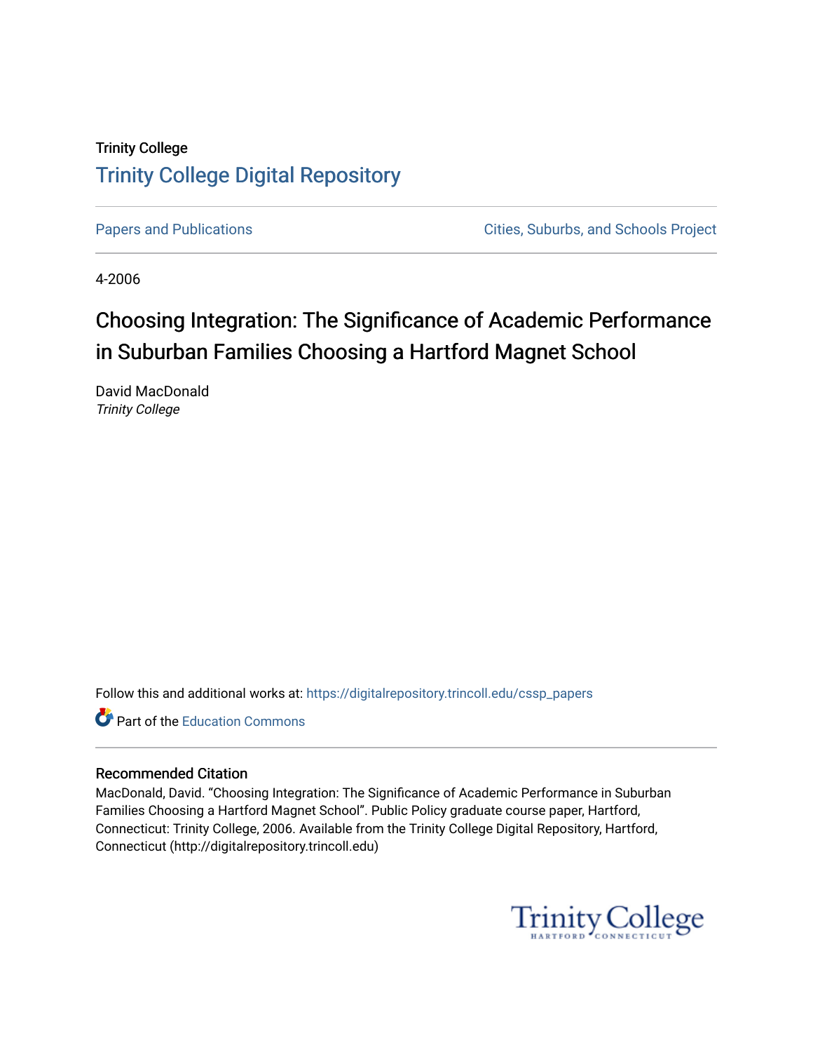Trinity College

# Trinity College Digital Repository

Papers and Publications

Cities, Suburbs, and Schools Project

4-2006

## Choosing Integration: The Significance of Academic Performance in Suburban Families Choosing a Hartford Magnet School

David MacDonald
*Trinity College*

Follow this and additional works at: https://digitalrepository.trincoll.edu/cssp_papers

Part of the Education Commons

### Recommended Citation

MacDonald, David. "Choosing Integration: The Significance of Academic Performance in Suburban Families Choosing a Hartford Magnet School". Public Policy graduate course paper, Hartford, Connecticut: Trinity College, 2006. Available from the Trinity College Digital Repository, Hartford, Connecticut (http://digitalrepository.trincoll.edu)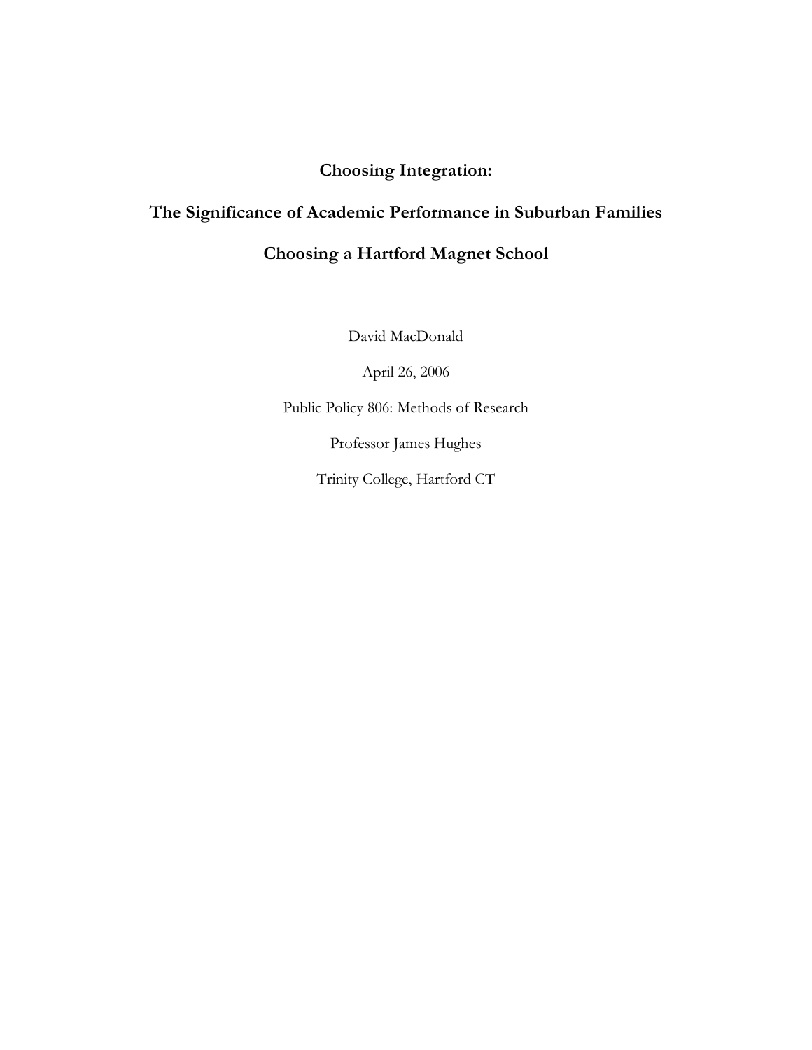# Choosing Integration:

# The Significance of Academic Performance in Suburban Families Choosing a Hartford Magnet School

David MacDonald

April 26, 2006

Public Policy 806: Methods of Research

Professor James Hughes

Trinity College, Hartford CT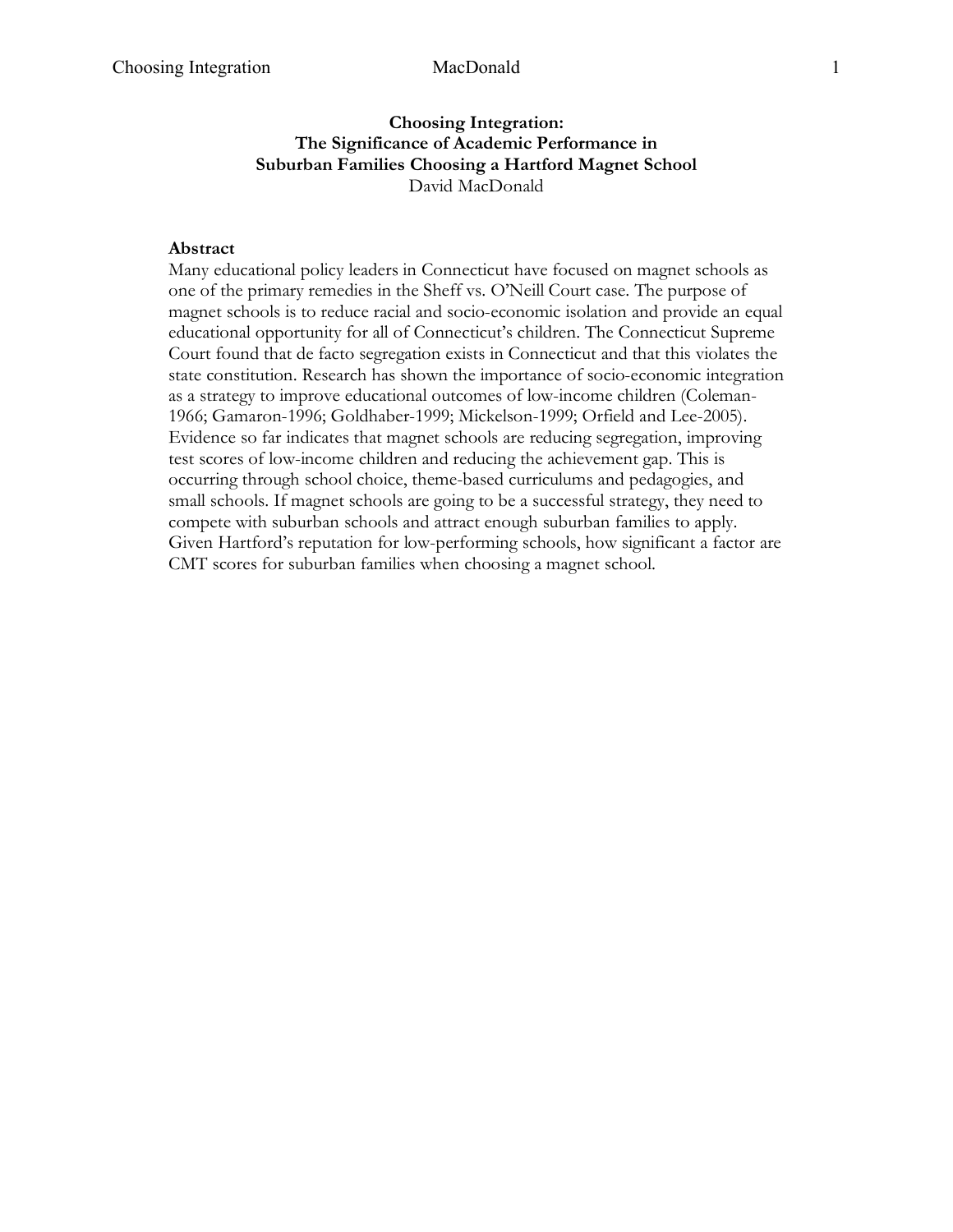# Choosing Integration: The Significance of Academic Performance in Suburban Families Choosing a Hartford Magnet School

David MacDonald

## Abstract

Many educational policy leaders in Connecticut have focused on magnet schools as one of the primary remedies in the Sheff vs. O'Neill Court case. The purpose of magnet schools is to reduce racial and socio-economic isolation and provide an equal educational opportunity for all of Connecticut's children. The Connecticut Supreme Court found that de facto segregation exists in Connecticut and that this violates the state constitution. Research has shown the importance of socio-economic integration as a strategy to improve educational outcomes of low-income children (Coleman-1966; Gamaron-1996; Goldhaber-1999; Mickelson-1999; Orfield and Lee-2005). Evidence so far indicates that magnet schools are reducing segregation, improving test scores of low-income children and reducing the achievement gap. This is occurring through school choice, theme-based curriculums and pedagogies, and small schools. If magnet schools are going to be a successful strategy, they need to compete with suburban schools and attract enough suburban families to apply. Given Hartford's reputation for low-performing schools, how significant a factor are CMT scores for suburban families when choosing a magnet school.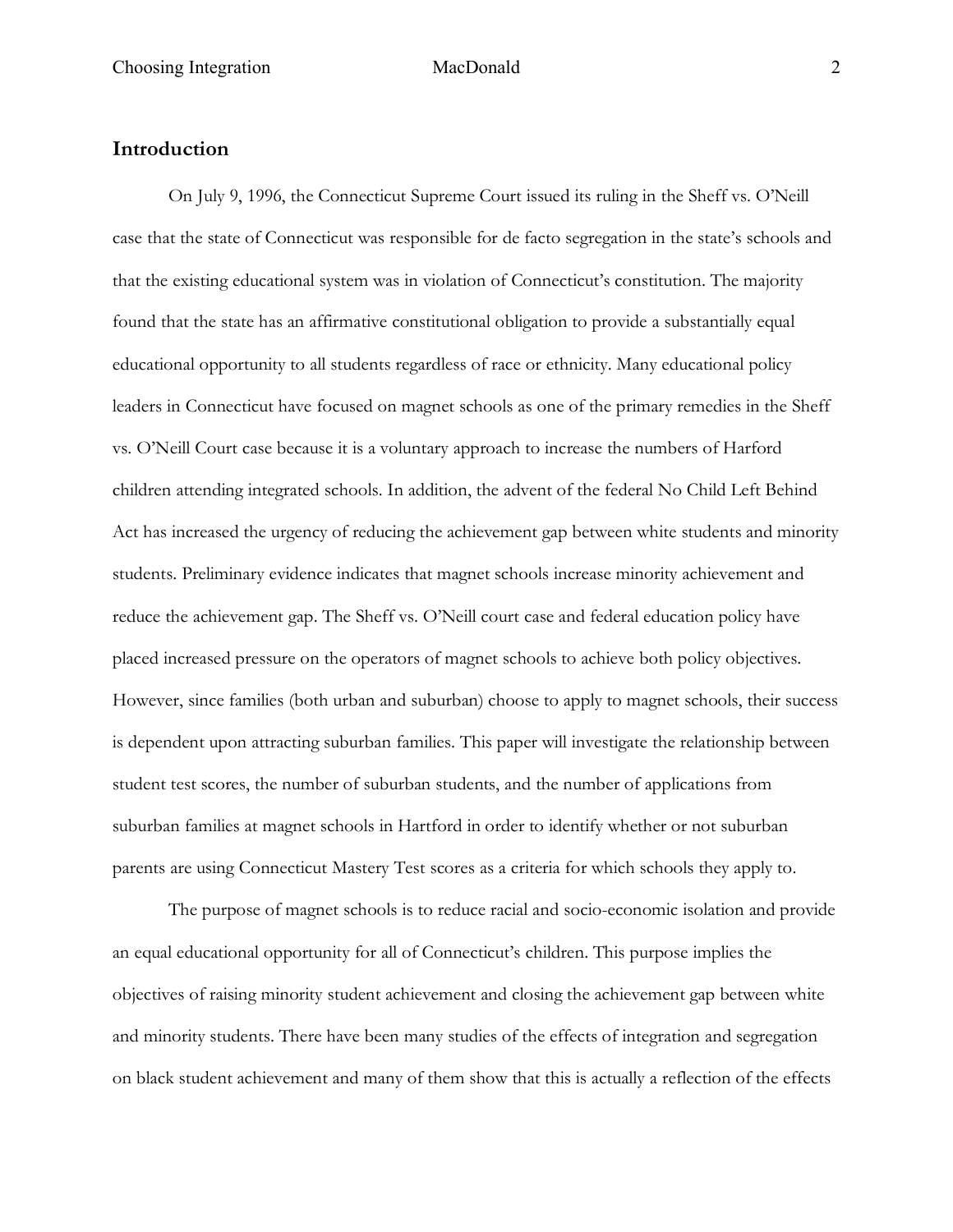## Introduction

On July 9, 1996, the Connecticut Supreme Court issued its ruling in the Sheff vs. O'Neill case that the state of Connecticut was responsible for de facto segregation in the state's schools and that the existing educational system was in violation of Connecticut's constitution. The majority found that the state has an affirmative constitutional obligation to provide a substantially equal educational opportunity to all students regardless of race or ethnicity. Many educational policy leaders in Connecticut have focused on magnet schools as one of the primary remedies in the Sheff vs. O'Neill Court case because it is a voluntary approach to increase the numbers of Harford children attending integrated schools. In addition, the advent of the federal No Child Left Behind Act has increased the urgency of reducing the achievement gap between white students and minority students. Preliminary evidence indicates that magnet schools increase minority achievement and reduce the achievement gap. The Sheff vs. O'Neill court case and federal education policy have placed increased pressure on the operators of magnet schools to achieve both policy objectives. However, since families (both urban and suburban) choose to apply to magnet schools, their success is dependent upon attracting suburban families. This paper will investigate the relationship between student test scores, the number of suburban students, and the number of applications from suburban families at magnet schools in Hartford in order to identify whether or not suburban parents are using Connecticut Mastery Test scores as a criteria for which schools they apply to.

The purpose of magnet schools is to reduce racial and socio-economic isolation and provide an equal educational opportunity for all of Connecticut's children. This purpose implies the objectives of raising minority student achievement and closing the achievement gap between white and minority students. There have been many studies of the effects of integration and segregation on black student achievement and many of them show that this is actually a reflection of the effects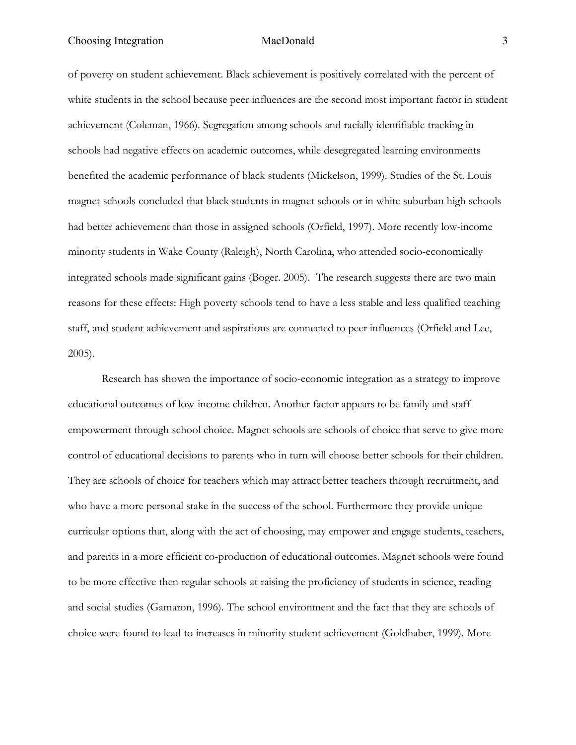of poverty on student achievement. Black achievement is positively correlated with the percent of white students in the school because peer influences are the second most important factor in student achievement (Coleman, 1966). Segregation among schools and racially identifiable tracking in schools had negative effects on academic outcomes, while desegregated learning environments benefited the academic performance of black students (Mickelson, 1999). Studies of the St. Louis magnet schools concluded that black students in magnet schools or in white suburban high schools had better achievement than those in assigned schools (Orfield, 1997). More recently low-income minority students in Wake County (Raleigh), North Carolina, who attended socio-economically integrated schools made significant gains (Boger. 2005). The research suggests there are two main reasons for these effects: High poverty schools tend to have a less stable and less qualified teaching staff, and student achievement and aspirations are connected to peer influences (Orfield and Lee, 2005).

Research has shown the importance of socio-economic integration as a strategy to improve educational outcomes of low-income children. Another factor appears to be family and staff empowerment through school choice. Magnet schools are schools of choice that serve to give more control of educational decisions to parents who in turn will choose better schools for their children. They are schools of choice for teachers which may attract better teachers through recruitment, and who have a more personal stake in the success of the school. Furthermore they provide unique curricular options that, along with the act of choosing, may empower and engage students, teachers, and parents in a more efficient co-production of educational outcomes. Magnet schools were found to be more effective then regular schools at raising the proficiency of students in science, reading and social studies (Gamaron, 1996). The school environment and the fact that they are schools of choice were found to lead to increases in minority student achievement (Goldhaber, 1999). More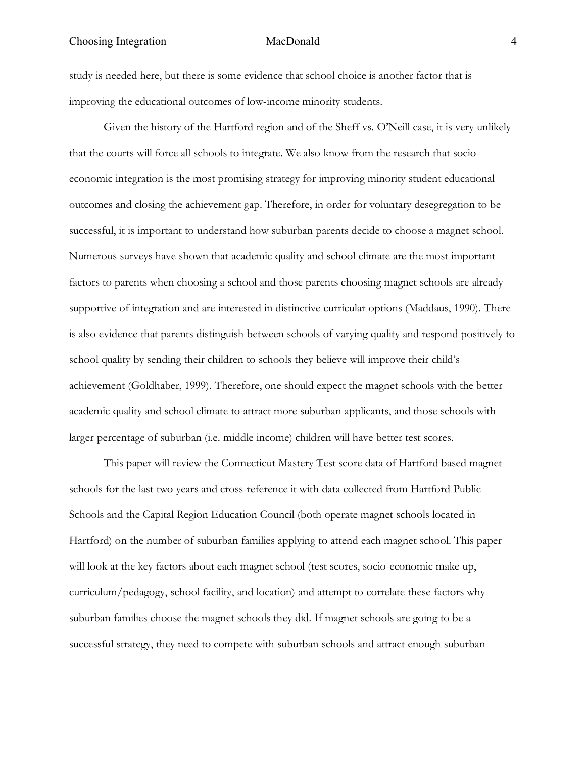study is needed here, but there is some evidence that school choice is another factor that is improving the educational outcomes of low-income minority students.

Given the history of the Hartford region and of the Sheff vs. O'Neill case, it is very unlikely that the courts will force all schools to integrate. We also know from the research that socio-economic integration is the most promising strategy for improving minority student educational outcomes and closing the achievement gap. Therefore, in order for voluntary desegregation to be successful, it is important to understand how suburban parents decide to choose a magnet school. Numerous surveys have shown that academic quality and school climate are the most important factors to parents when choosing a school and those parents choosing magnet schools are already supportive of integration and are interested in distinctive curricular options (Maddaus, 1990). There is also evidence that parents distinguish between schools of varying quality and respond positively to school quality by sending their children to schools they believe will improve their child's achievement (Goldhaber, 1999). Therefore, one should expect the magnet schools with the better academic quality and school climate to attract more suburban applicants, and those schools with larger percentage of suburban (i.e. middle income) children will have better test scores.

This paper will review the Connecticut Mastery Test score data of Hartford based magnet schools for the last two years and cross-reference it with data collected from Hartford Public Schools and the Capital Region Education Council (both operate magnet schools located in Hartford) on the number of suburban families applying to attend each magnet school. This paper will look at the key factors about each magnet school (test scores, socio-economic make up, curriculum/pedagogy, school facility, and location) and attempt to correlate these factors why suburban families choose the magnet schools they did. If magnet schools are going to be a successful strategy, they need to compete with suburban schools and attract enough suburban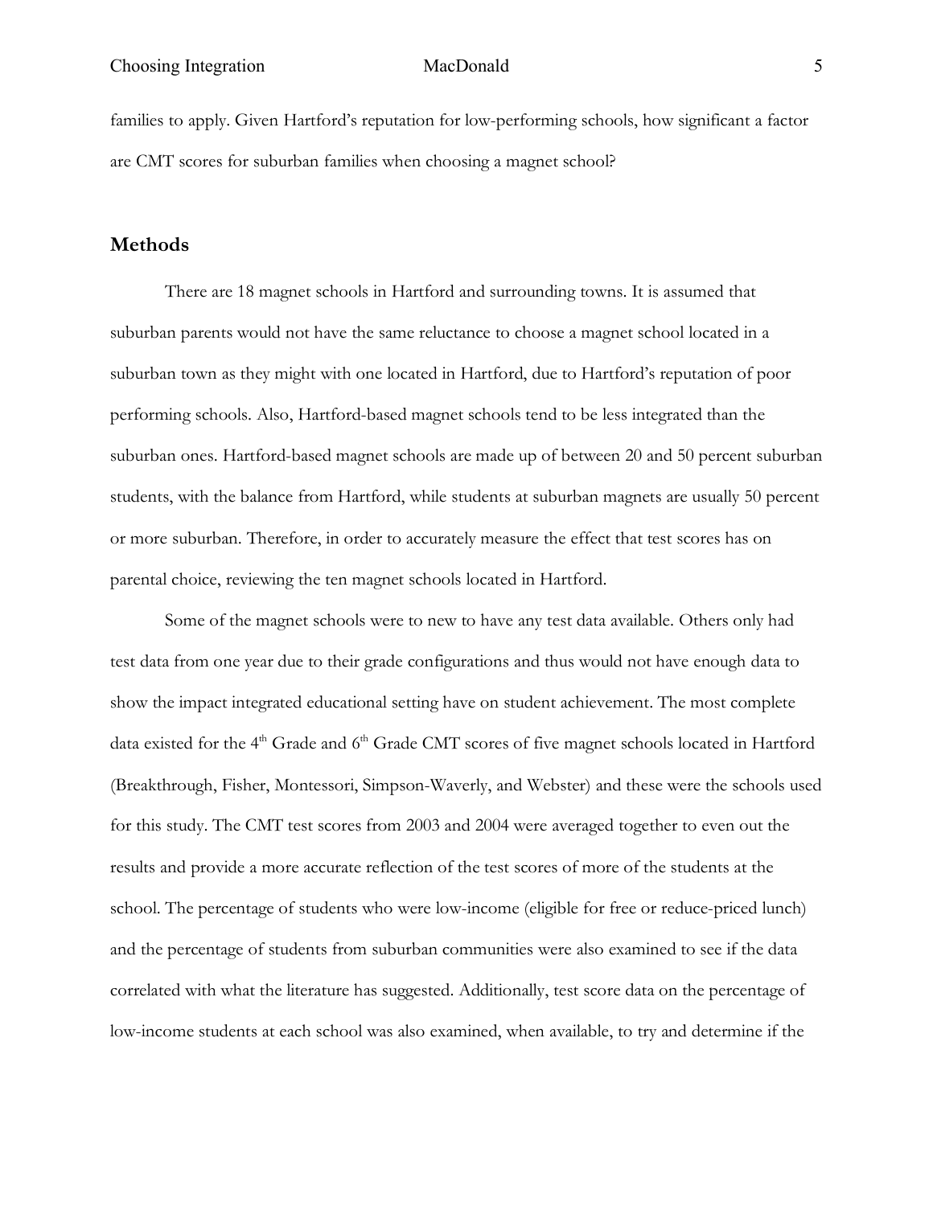families to apply. Given Hartford's reputation for low-performing schools, how significant a factor are CMT scores for suburban families when choosing a magnet school?

## Methods

There are 18 magnet schools in Hartford and surrounding towns. It is assumed that suburban parents would not have the same reluctance to choose a magnet school located in a suburban town as they might with one located in Hartford, due to Hartford's reputation of poor performing schools. Also, Hartford-based magnet schools tend to be less integrated than the suburban ones. Hartford-based magnet schools are made up of between 20 and 50 percent suburban students, with the balance from Hartford, while students at suburban magnets are usually 50 percent or more suburban. Therefore, in order to accurately measure the effect that test scores has on parental choice, reviewing the ten magnet schools located in Hartford.

Some of the magnet schools were to new to have any test data available. Others only had test data from one year due to their grade configurations and thus would not have enough data to show the impact integrated educational setting have on student achievement. The most complete data existed for the 4th Grade and 6th Grade CMT scores of five magnet schools located in Hartford (Breakthrough, Fisher, Montessori, Simpson-Waverly, and Webster) and these were the schools used for this study. The CMT test scores from 2003 and 2004 were averaged together to even out the results and provide a more accurate reflection of the test scores of more of the students at the school. The percentage of students who were low-income (eligible for free or reduce-priced lunch) and the percentage of students from suburban communities were also examined to see if the data correlated with what the literature has suggested. Additionally, test score data on the percentage of low-income students at each school was also examined, when available, to try and determine if the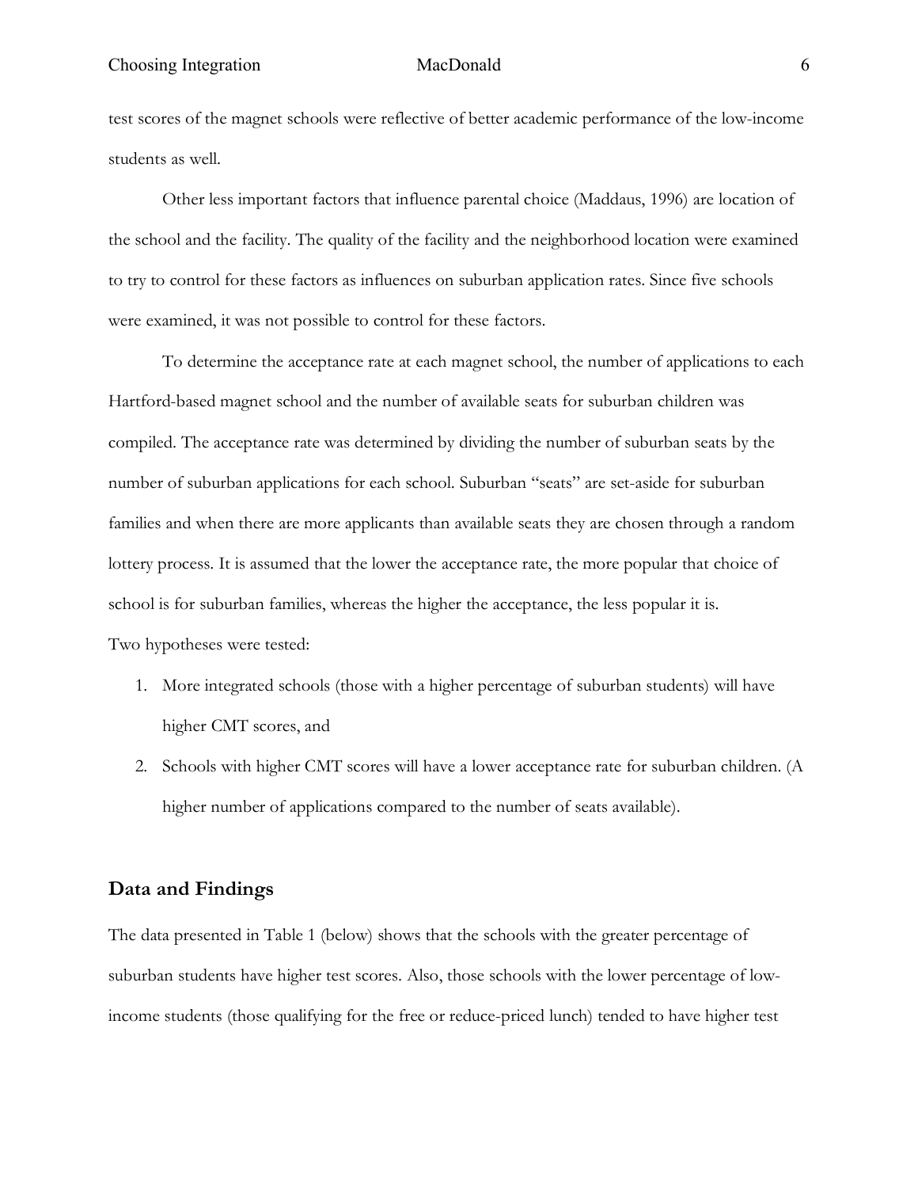test scores of the magnet schools were reflective of better academic performance of the low-income students as well.

Other less important factors that influence parental choice (Maddaus, 1996) are location of the school and the facility. The quality of the facility and the neighborhood location were examined to try to control for these factors as influences on suburban application rates. Since five schools were examined, it was not possible to control for these factors.

To determine the acceptance rate at each magnet school, the number of applications to each Hartford-based magnet school and the number of available seats for suburban children was compiled. The acceptance rate was determined by dividing the number of suburban seats by the number of suburban applications for each school. Suburban "seats" are set-aside for suburban families and when there are more applicants than available seats they are chosen through a random lottery process. It is assumed that the lower the acceptance rate, the more popular that choice of school is for suburban families, whereas the higher the acceptance, the less popular it is.

Two hypotheses were tested:

1. More integrated schools (those with a higher percentage of suburban students) will have higher CMT scores, and
2. Schools with higher CMT scores will have a lower acceptance rate for suburban children. (A higher number of applications compared to the number of seats available).

## Data and Findings

The data presented in Table 1 (below) shows that the schools with the greater percentage of suburban students have higher test scores. Also, those schools with the lower percentage of low-income students (those qualifying for the free or reduce-priced lunch) tended to have higher test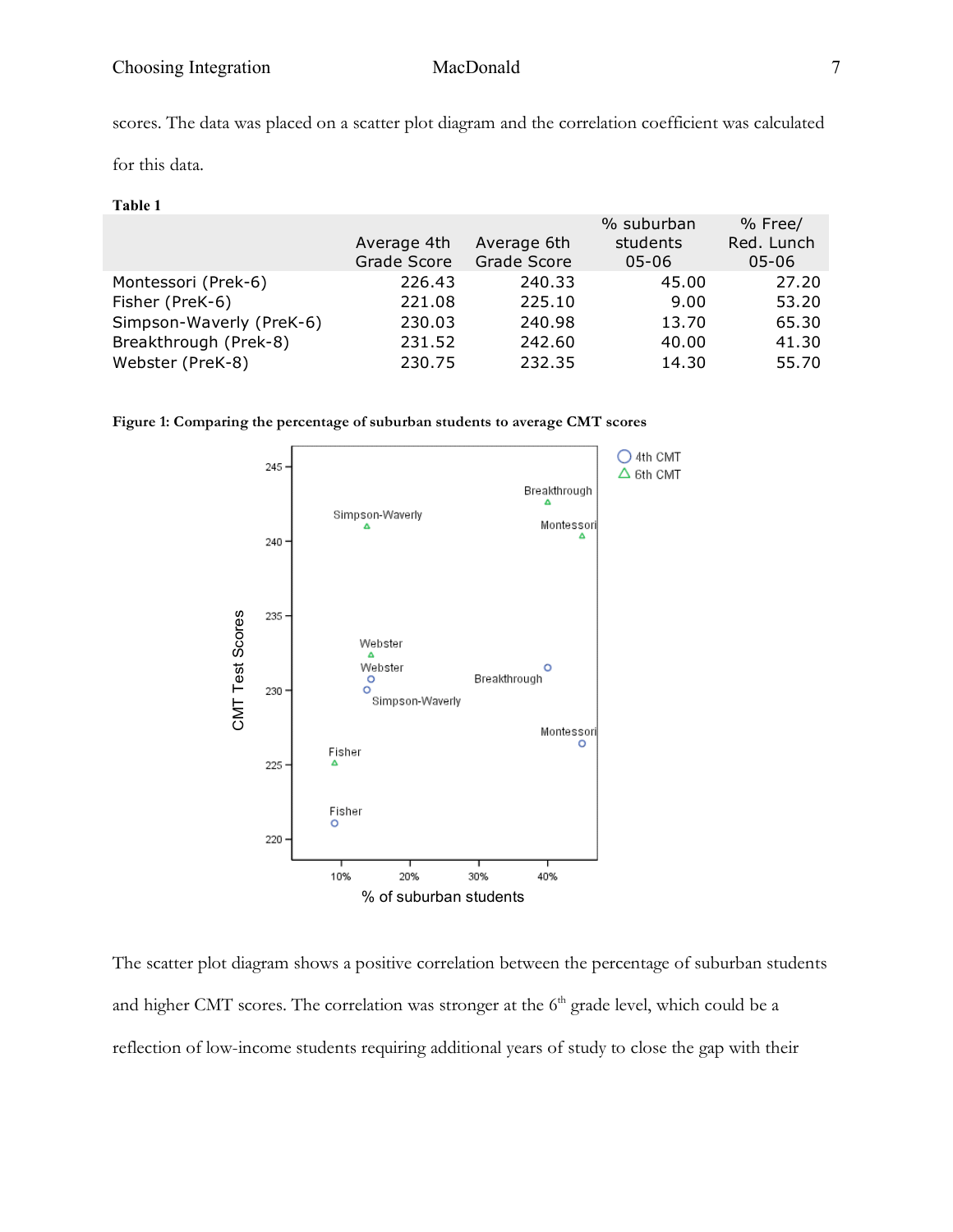scores. The data was placed on a scatter plot diagram and the correlation coefficient was calculated for this data.

**Table 1**

| | Average 4th Grade Score | Average 6th Grade Score | % suburban students 05-06 | % Free/ Red. Lunch 05-06 |
|---|---|---|---|---|
| Montessori (Prek-6) | 226.43 | 240.33 | 45.00 | 27.20 |
| Fisher (PreK-6) | 221.08 | 225.10 | 9.00 | 53.20 |
| Simpson-Waverly (PreK-6) | 230.03 | 240.98 | 13.70 | 65.30 |
| Breakthrough (Prek-8) | 231.52 | 242.60 | 40.00 | 41.30 |
| Webster (PreK-8) | 230.75 | 232.35 | 14.30 | 55.70 |

**Figure 1: Comparing the percentage of suburban students to average CMT scores**

The scatter plot diagram shows a positive correlation between the percentage of suburban students and higher CMT scores. The correlation was stronger at the 6th grade level, which could be a reflection of low-income students requiring additional years of study to close the gap with their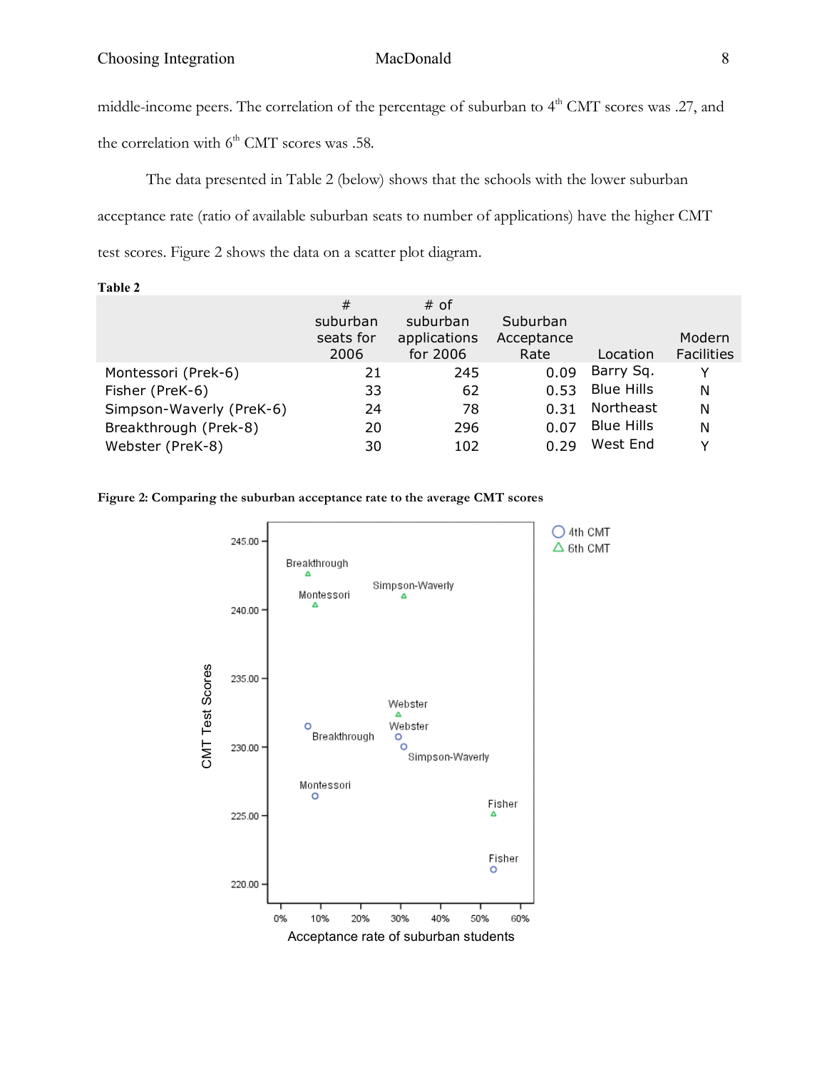middle-income peers. The correlation of the percentage of suburban to 4th CMT scores was .27, and the correlation with 6th CMT scores was .58.

The data presented in Table 2 (below) shows that the schools with the lower suburban acceptance rate (ratio of available suburban seats to number of applications) have the higher CMT test scores. Figure 2 shows the data on a scatter plot diagram.

**Table 2**

| | # suburban seats for 2006 | # of suburban applications for 2006 | Suburban Acceptance Rate | Location | Modern Facilities |
|---|---|---|---|---|---|
| Montessori (Prek-6) | 21 | 245 | 0.09 | Barry Sq. | Y |
| Fisher (PreK-6) | 33 | 62 | 0.53 | Blue Hills | N |
| Simpson-Waverly (PreK-6) | 24 | 78 | 0.31 | Northeast | N |
| Breakthrough (Prek-8) | 20 | 296 | 0.07 | Blue Hills | N |
| Webster (PreK-8) | 30 | 102 | 0.29 | West End | Y |

**Figure 2: Comparing the suburban acceptance rate to the average CMT scores**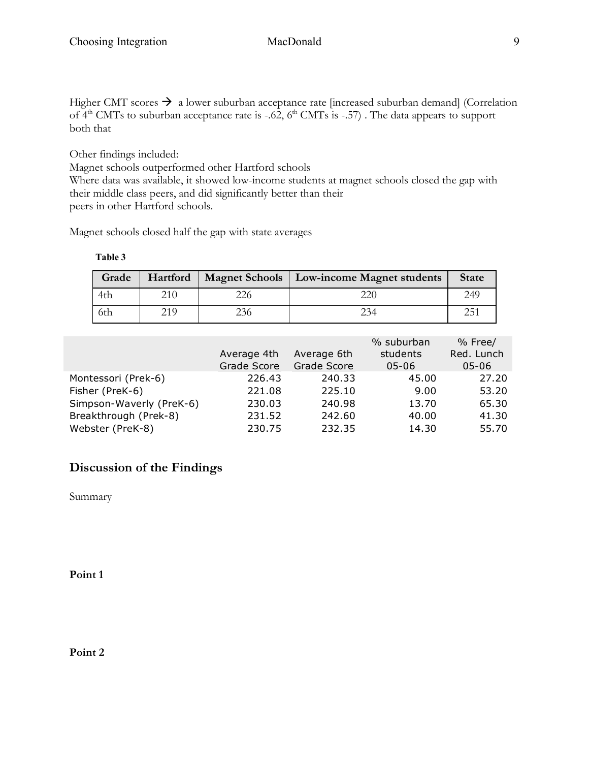Higher CMT scores → a lower suburban acceptance rate [increased suburban demand] (Correlation of 4th CMTs to suburban acceptance rate is -.62, 6th CMTs is -.57) . The data appears to support both that

Other findings included:
Magnet schools outperformed other Hartford schools
Where data was available, it showed low-income students at magnet schools closed the gap with their middle class peers, and did significantly better than their
peers in other Hartford schools.

Magnet schools closed half the gap with state averages

**Table 3**

| Grade | Hartford | Magnet Schools | Low-income Magnet students | State |
|---|---|---|---|---|
| 4th | 210 | 226 | 220 | 249 |
| 6th | 219 | 236 | 234 | 251 |

| | Average 4th Grade Score | Average 6th Grade Score | % suburban students 05-06 | % Free/ Red. Lunch 05-06 |
|---|---|---|---|---|
| Montessori (Prek-6) | 226.43 | 240.33 | 45.00 | 27.20 |
| Fisher (PreK-6) | 221.08 | 225.10 | 9.00 | 53.20 |
| Simpson-Waverly (PreK-6) | 230.03 | 240.98 | 13.70 | 65.30 |
| Breakthrough (Prek-8) | 231.52 | 242.60 | 40.00 | 41.30 |
| Webster (PreK-8) | 230.75 | 232.35 | 14.30 | 55.70 |

## Discussion of the Findings

Summary

**Point 1**

**Point 2**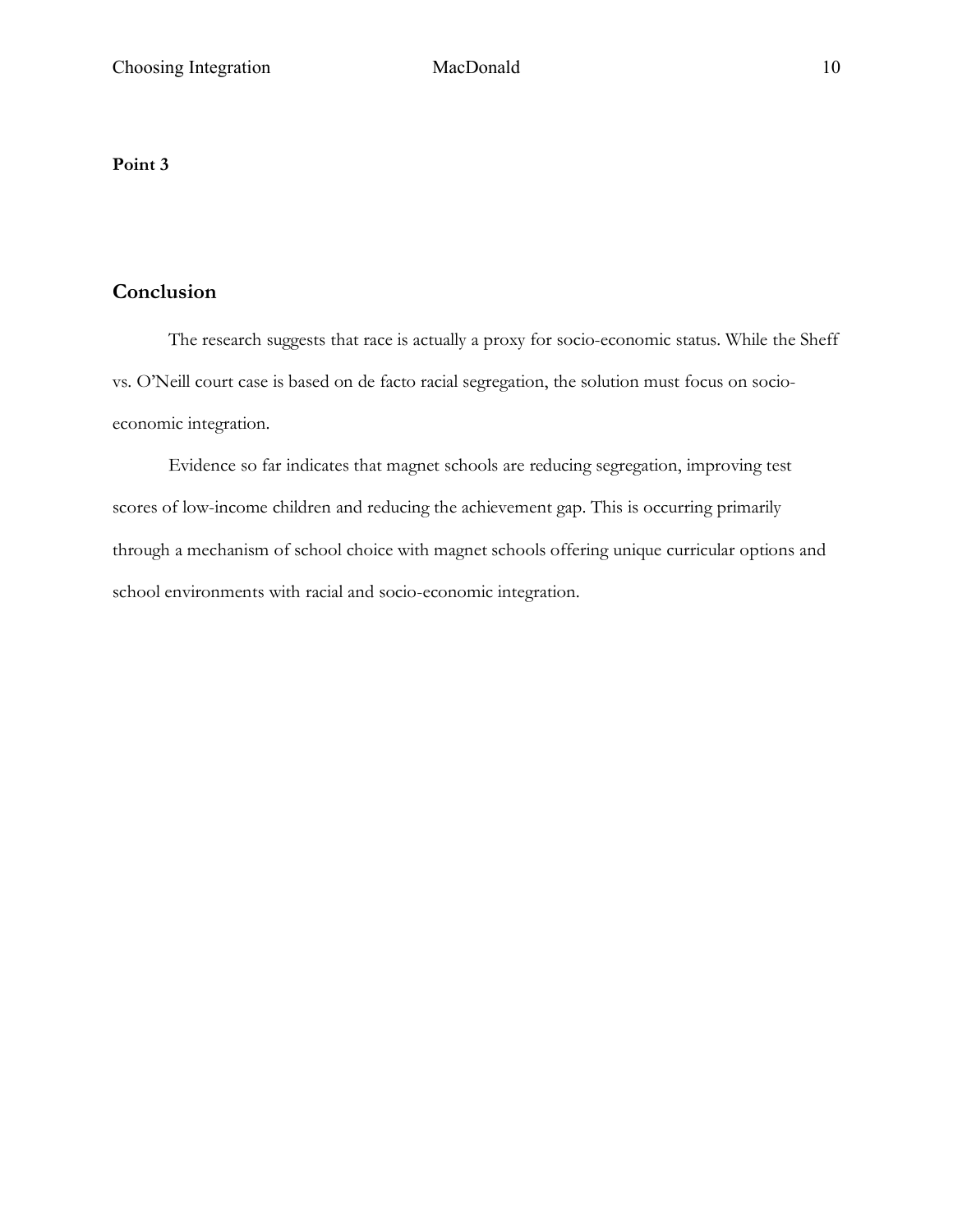**Point 3**

## Conclusion

The research suggests that race is actually a proxy for socio-economic status. While the Sheff vs. O'Neill court case is based on de facto racial segregation, the solution must focus on socio-economic integration.

Evidence so far indicates that magnet schools are reducing segregation, improving test scores of low-income children and reducing the achievement gap. This is occurring primarily through a mechanism of school choice with magnet schools offering unique curricular options and school environments with racial and socio-economic integration.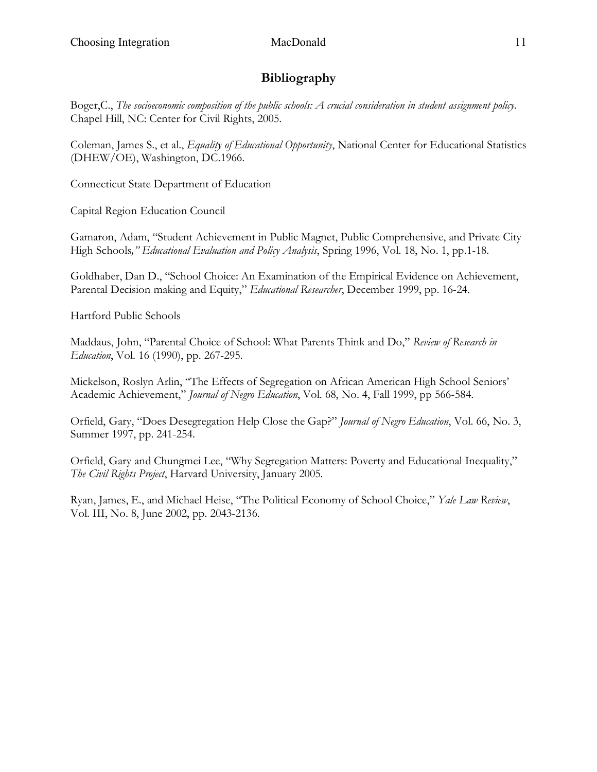## Bibliography

Boger,C., *The socioeconomic composition of the public schools: A crucial consideration in student assignment policy*. Chapel Hill, NC: Center for Civil Rights, 2005.

Coleman, James S., et al., *Equality of Educational Opportunity*, National Center for Educational Statistics (DHEW/OE), Washington, DC.1966.

Connecticut State Department of Education

Capital Region Education Council

Gamaron, Adam, "Student Achievement in Public Magnet, Public Comprehensive, and Private City High Schools*," Educational Evaluation and Policy Analysis*, Spring 1996, Vol. 18, No. 1, pp.1-18.

Goldhaber, Dan D., "School Choice: An Examination of the Empirical Evidence on Achievement, Parental Decision making and Equity," *Educational Researcher*, December 1999, pp. 16-24.

Hartford Public Schools

Maddaus, John, "Parental Choice of School: What Parents Think and Do," *Review of Research in Education*, Vol. 16 (1990), pp. 267-295.

Mickelson, Roslyn Arlin, "The Effects of Segregation on African American High School Seniors' Academic Achievement," *Journal of Negro Education*, Vol. 68, No. 4, Fall 1999, pp 566-584.

Orfield, Gary, "Does Desegregation Help Close the Gap?" *Journal of Negro Education*, Vol. 66, No. 3, Summer 1997, pp. 241-254.

Orfield, Gary and Chungmei Lee, "Why Segregation Matters: Poverty and Educational Inequality," *The Civil Rights Project*, Harvard University, January 2005.

Ryan, James, E., and Michael Heise, "The Political Economy of School Choice," *Yale Law Review*, Vol. III, No. 8, June 2002, pp. 2043-2136.